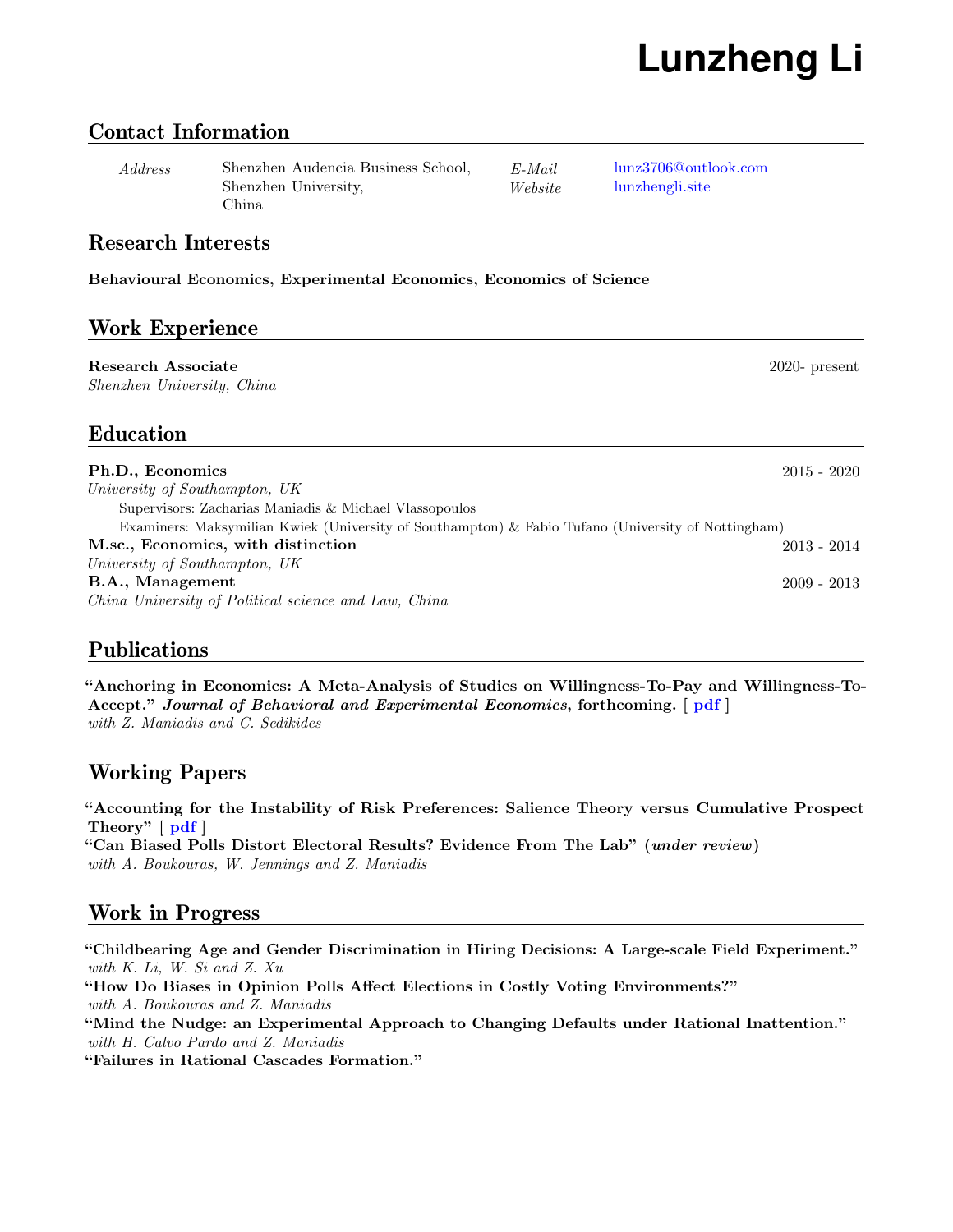# Lunzheng Li

## Contact Information

| | | | |
|---|---|---|---|
| *Address* | Shenzhen Audencia Business School, Shenzhen University, China | *E-Mail* | lunz3706@outlook.com |
| | | *Website* | lunzhengli.site |

## Research Interests

**Behavioural Economics, Experimental Economics, Economics of Science**

## Work Experience

**Research Associate** — 2020- present
*Shenzhen University, China*

## Education

**Ph.D., Economics** — 2015 - 2020
*University of Southampton, UK*
Supervisors: Zacharias Maniadis & Michael Vlassopoulos
Examiners: Maksymilian Kwiek (University of Southampton) & Fabio Tufano (University of Nottingham)

**M.sc., Economics, with distinction** — 2013 - 2014
*University of Southampton, UK*

**B.A., Management** — 2009 - 2013
*China University of Political science and Law, China*

## Publications

**"Anchoring in Economics: A Meta-Analysis of Studies on Willingness-To-Pay and Willingness-To-Accept."** ***Journal of Behavioral and Experimental Economics*, forthcoming.** [ **pdf** ]
*with Z. Maniadis and C. Sedikides*

## Working Papers

**"Accounting for the Instability of Risk Preferences: Salience Theory versus Cumulative Prospect Theory"** [ **pdf** ]

**"Can Biased Polls Distort Electoral Results? Evidence From The Lab"** (***under review***)
*with A. Boukouras, W. Jennings and Z. Maniadis*

## Work in Progress

**"Childbearing Age and Gender Discrimination in Hiring Decisions: A Large-scale Field Experiment."**
*with K. Li, W. Si and Z. Xu*

**"How Do Biases in Opinion Polls Affect Elections in Costly Voting Environments?"**
*with A. Boukouras and Z. Maniadis*

**"Mind the Nudge: an Experimental Approach to Changing Defaults under Rational Inattention."**
*with H. Calvo Pardo and Z. Maniadis*

**"Failures in Rational Cascades Formation."**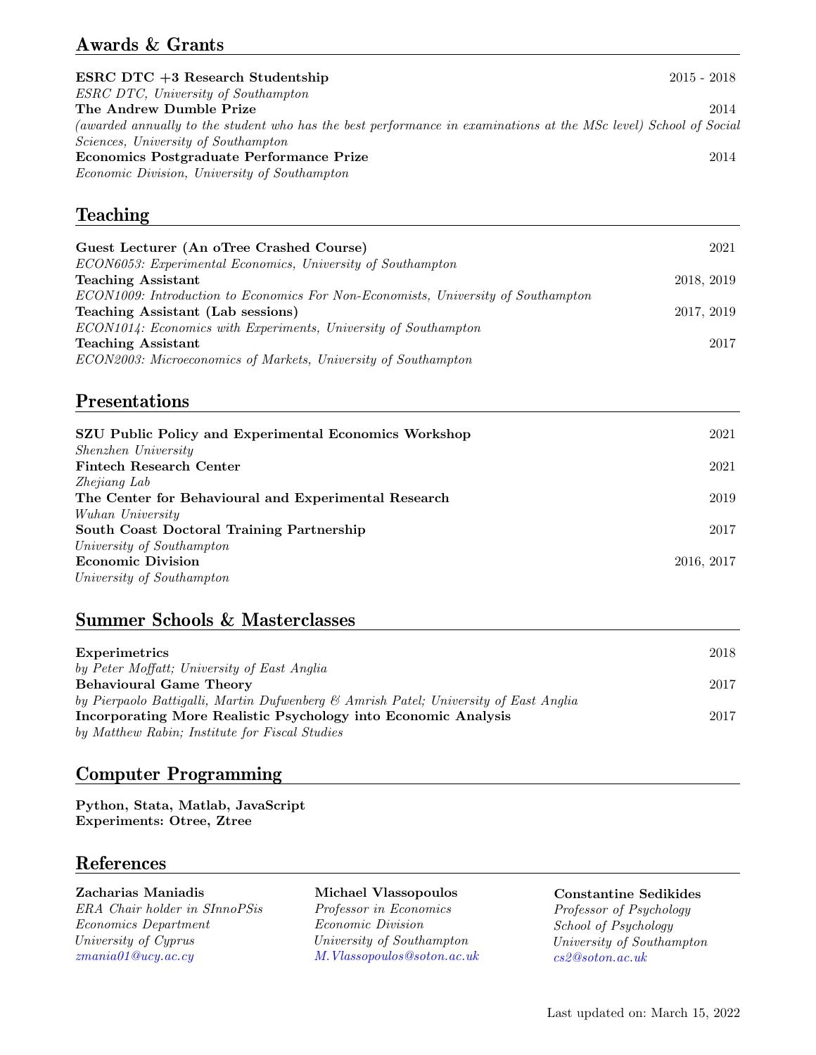## Awards & Grants

**ESRC DTC +3 Research Studentship** 2015 - 2018
*ESRC DTC, University of Southampton*

**The Andrew Dumble Prize** 2014
*(awarded annually to the student who has the best performance in examinations at the MSc level) School of Social Sciences, University of Southampton*

**Economics Postgraduate Performance Prize** 2014
*Economic Division, University of Southampton*

## Teaching

**Guest Lecturer (An oTree Crashed Course)** 2021
*ECON6053: Experimental Economics, University of Southampton*

**Teaching Assistant** 2018, 2019
*ECON1009: Introduction to Economics For Non-Economists, University of Southampton*

**Teaching Assistant (Lab sessions)** 2017, 2019
*ECON1014: Economics with Experiments, University of Southampton*

**Teaching Assistant** 2017
*ECON2003: Microeconomics of Markets, University of Southampton*

## Presentations

**SZU Public Policy and Experimental Economics Workshop** 2021
*Shenzhen University*

**Fintech Research Center** 2021
*Zhejiang Lab*

**The Center for Behavioural and Experimental Research** 2019
*Wuhan University*

**South Coast Doctoral Training Partnership** 2017
*University of Southampton*

**Economic Division** 2016, 2017
*University of Southampton*

## Summer Schools & Masterclasses

**Experimetrics** 2018
*by Peter Moffatt; University of East Anglia*

**Behavioural Game Theory** 2017
*by Pierpaolo Battigalli, Martin Dufwenberg & Amrish Patel; University of East Anglia*

**Incorporating More Realistic Psychology into Economic Analysis** 2017
*by Matthew Rabin; Institute for Fiscal Studies*

## Computer Programming

**Python, Stata, Matlab, JavaScript**
**Experiments: Otree, Ztree**

## References

**Zacharias Maniadis**
*ERA Chair holder in SInnoPSis*
*Economics Department*
*University of Cyprus*
zmania01@ucy.ac.cy

**Michael Vlassopoulos**
*Professor in Economics*
*Economic Division*
*University of Southampton*
M.Vlassopoulos@soton.ac.uk

**Constantine Sedikides**
*Professor of Psychology*
*School of Psychology*
*University of Southampton*
cs2@soton.ac.uk

Last updated on: March 15, 2022